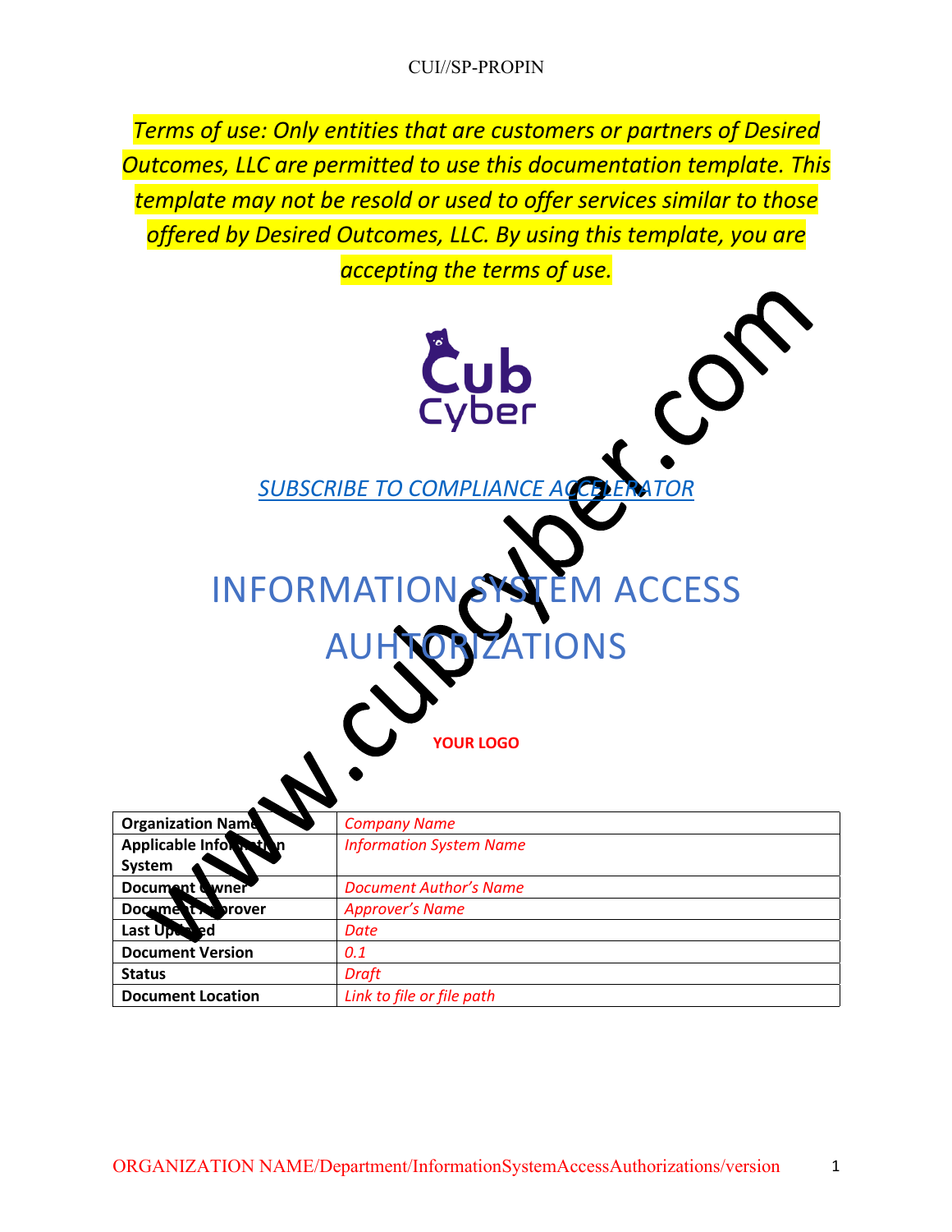CUI//SP-PROPIN

*Terms of use: Only entities that are customers or partners of Desired Outcomes, LLC are permitted to use this documentation template. This template may not be resold or used to offer services similar to those offered by Desired Outcomes, LLC. By using this template, you are accepting the terms of use.*

Cub Cyber

[SUBSCRIBE TO COMPLIANCE ACCELERATOR]()

# INFORMATION SYSTEM ACCESS AUHTORIZATIONS

**YOUR LOGO**

| | |
|---|---|
| **Organization Name** | *Company Name* |
| **Applicable Information System** | *Information System Name* |
| **Document Owner** | *Document Author's Name* |
| **Document Approver** | *Approver's Name* |
| **Last Updated** | *Date* |
| **Document Version** | *0.1* |
| **Status** | *Draft* |
| **Document Location** | *Link to file or file path* |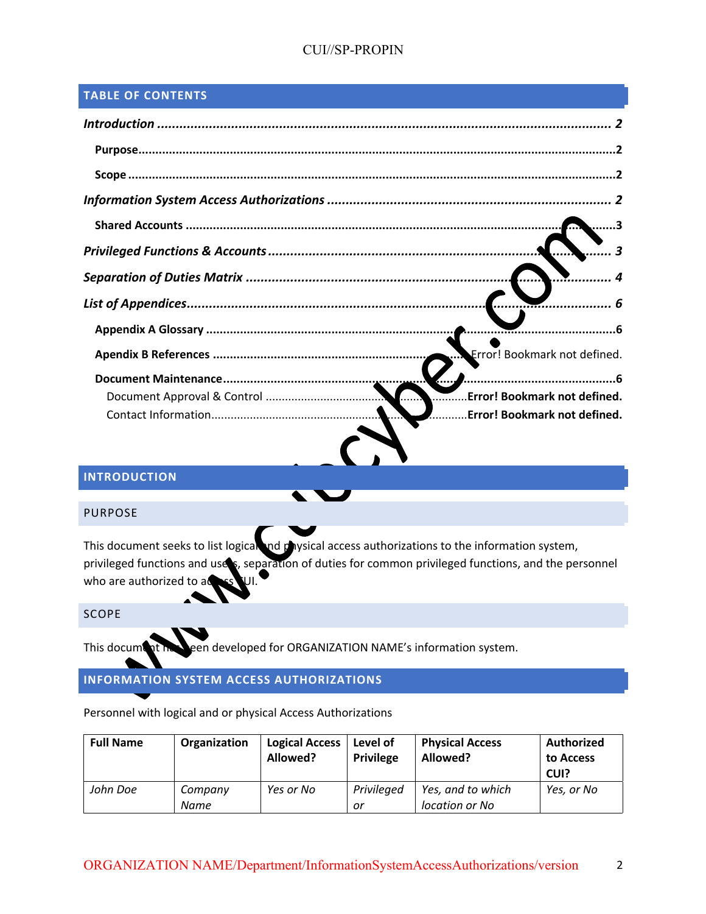CUI//SP-PROPIN

## TABLE OF CONTENTS

*Introduction* ........................................................ 2

Purpose ........................................................ 2

Scope ........................................................ 2

*Information System Access Authorizations* ........................................................ 2

Shared Accounts ........................................................ 3

*Privileged Functions & Accounts* ........................................................ 3

*Separation of Duties Matrix* ........................................................ 4

*List of Appendices* ........................................................ 6

Appendix A Glossary ........................................................ 6

Apendix B References ........................................................ Error! Bookmark not defined.

Document Maintenance ........................................................ 6

Document Approval & Control ........................................................ Error! Bookmark not defined.

Contact Information ........................................................ Error! Bookmark not defined.

## INTRODUCTION

### PURPOSE

This document seeks to list logical and physical access authorizations to the information system, privileged functions and users, separation of duties for common privileged functions, and the personnel who are authorized to access CUI.

### SCOPE

This document has been developed for ORGANIZATION NAME's information system.

## INFORMATION SYSTEM ACCESS AUTHORIZATIONS

Personnel with logical and or physical Access Authorizations

| Full Name | Organization | Logical Access Allowed? | Level of Privilege | Physical Access Allowed? | Authorized to Access CUI? |
|---|---|---|---|---|---|
| *John Doe* | *Company Name* | *Yes or No* | *Privileged or* | *Yes, and to which location or No* | *Yes, or No* |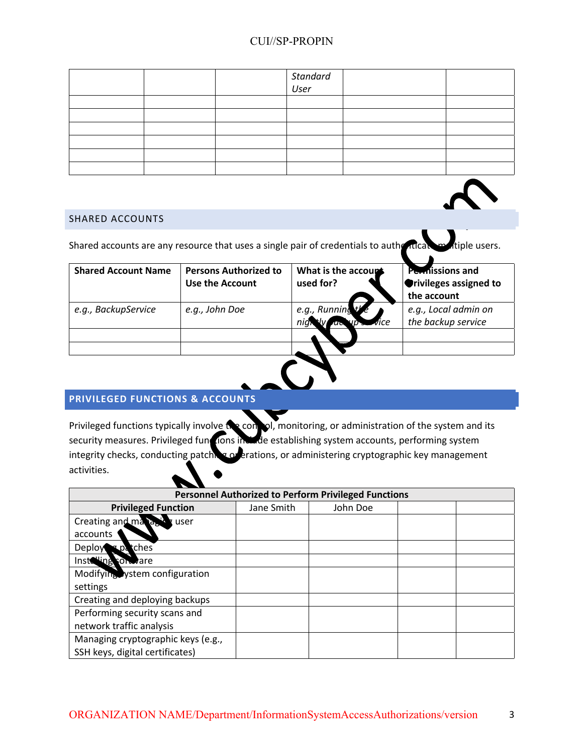|  |  |  | *Standard User* |  |  |
|---|---|---|---|---|---|
|  |  |  |  |  |  |
|  |  |  |  |  |  |
|  |  |  |  |  |  |
|  |  |  |  |  |  |
|  |  |  |  |  |  |
|  |  |  |  |  |  |

## SHARED ACCOUNTS

Shared accounts are any resource that uses a single pair of credentials to authenticate multiple users.

| Shared Account Name | Persons Authorized to Use the Account | What is the account used for? | Permissions and Privileges assigned to the account |
|---|---|---|---|
| *e.g., BackupService* | *e.g., John Doe* | *e.g., Running the nightly backup service* | *e.g., Local admin on the backup service* |
|  |  |  |  |
|  |  |  |  |

## PRIVILEGED FUNCTIONS & ACCOUNTS

Privileged functions typically involve the control, monitoring, or administration of the system and its security measures. Privileged functions include establishing system accounts, performing system integrity checks, conducting patching operations, or administering cryptographic key management activities.

| Personnel Authorized to Perform Privileged Functions | | | | |
|---|---|---|---|---|
| **Privileged Function** | Jane Smith | John Doe |  |  |
| Creating and managing user accounts |  |  |  |  |
| Deploying patches |  |  |  |  |
| Installing software |  |  |  |  |
| Modifying system configuration settings |  |  |  |  |
| Creating and deploying backups |  |  |  |  |
| Performing security scans and network traffic analysis |  |  |  |  |
| Managing cryptographic keys (e.g., SSH keys, digital certificates) |  |  |  |  |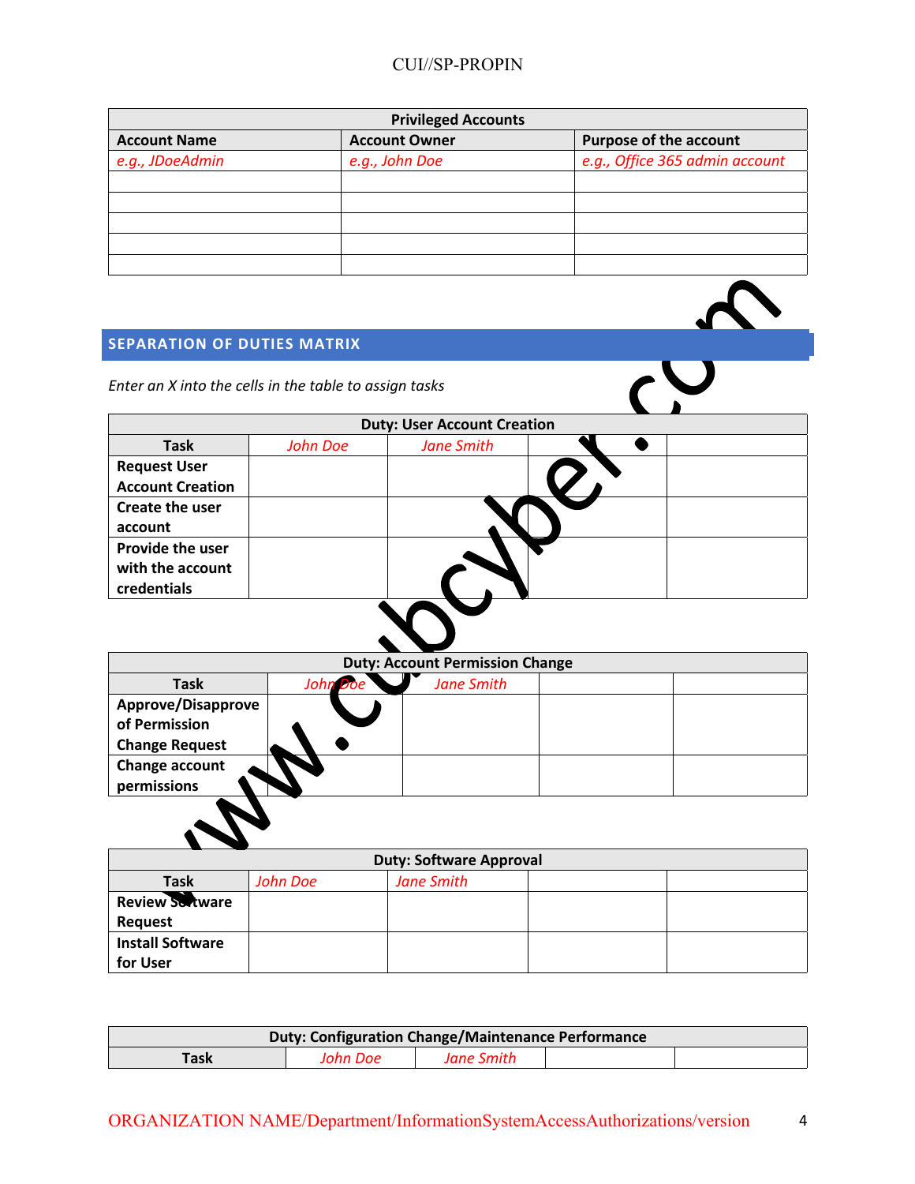| Privileged Accounts | | |
|---|---|---|
| **Account Name** | **Account Owner** | **Purpose of the account** |
| *e.g., JDoeAdmin* | *e.g., John Doe* | *e.g., Office 365 admin account* |
| | | |
| | | |
| | | |
| | | |
| | | |

## SEPARATION OF DUTIES MATRIX

*Enter an X into the cells in the table to assign tasks*

| Duty: User Account Creation | | | | |
|---|---|---|---|---|
| **Task** | *John Doe* | *Jane Smith* | | |
| **Request User Account Creation** | | | | |
| **Create the user account** | | | | |
| **Provide the user with the account credentials** | | | | |

| Duty: Account Permission Change | | | | |
|---|---|---|---|---|
| **Task** | *John Doe* | *Jane Smith* | | |
| **Approve/Disapprove of Permission Change Request** | | | | |
| **Change account permissions** | | | | |

| Duty: Software Approval | | | | |
|---|---|---|---|---|
| **Task** | *John Doe* | *Jane Smith* | | |
| **Review Software Request** | | | | |
| **Install Software for User** | | | | |

| Duty: Configuration Change/Maintenance Performance | | | | |
|---|---|---|---|---|
| **Task** | *John Doe* | *Jane Smith* | | |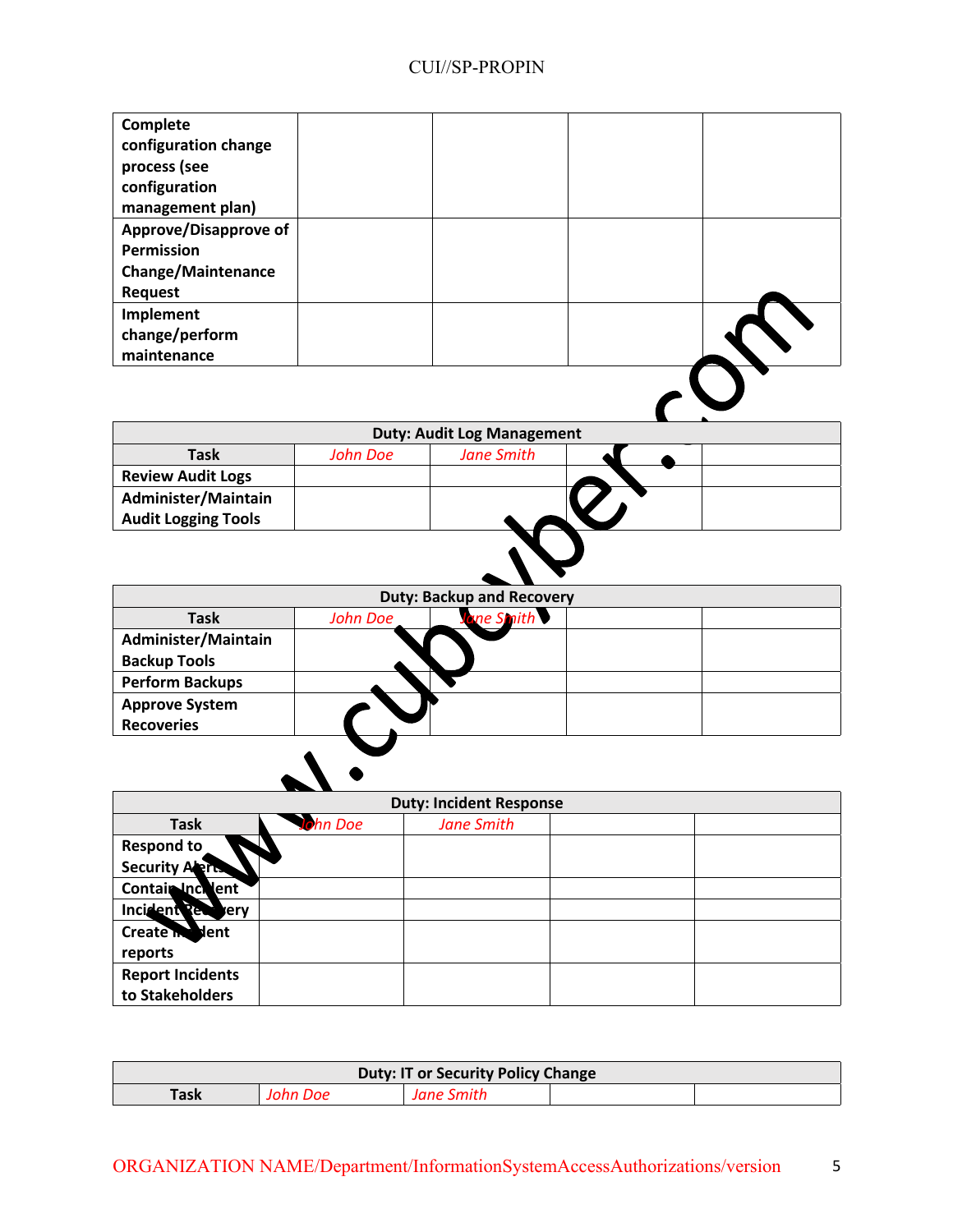| | | | | |
|---|---|---|---|---|
| **Complete configuration change process (see configuration management plan)** | | | | |
| **Approve/Disapprove of Permission Change/Maintenance Request** | | | | |
| **Implement change/perform maintenance** | | | | |

| **Duty: Audit Log Management** | | | | |
|---|---|---|---|---|
| **Task** | *John Doe* | *Jane Smith* | | |
| **Review Audit Logs** | | | | |
| **Administer/Maintain Audit Logging Tools** | | | | |

| **Duty: Backup and Recovery** | | | | |
|---|---|---|---|---|
| **Task** | *John Doe* | *Jane Smith* | | |
| **Administer/Maintain Backup Tools** | | | | |
| **Perform Backups** | | | | |
| **Approve System Recoveries** | | | | |

| **Duty: Incident Response** | | | | |
|---|---|---|---|---|
| **Task** | *John Doe* | *Jane Smith* | | |
| **Respond to Security Alerts** | | | | |
| **Contain Incident** | | | | |
| **Incident Recovery** | | | | |
| **Create Incident reports** | | | | |
| **Report Incidents to Stakeholders** | | | | |

| **Duty: IT or Security Policy Change** | | | | |
|---|---|---|---|---|
| **Task** | *John Doe* | *Jane Smith* | | |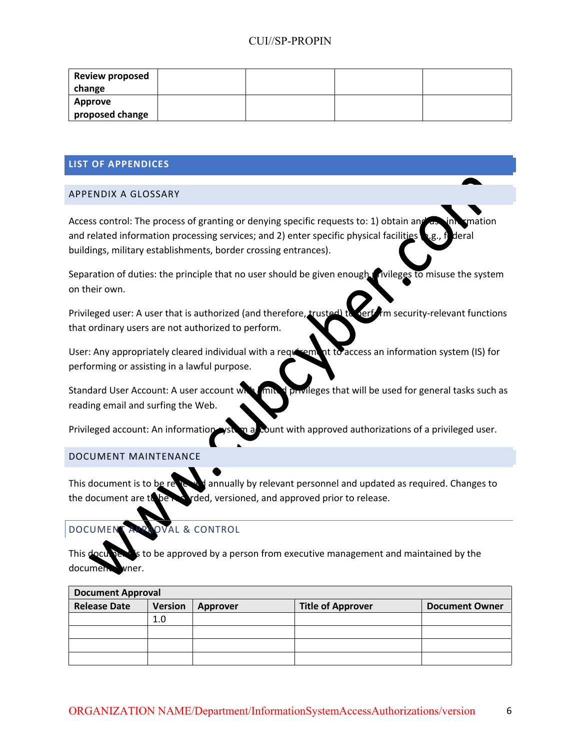| Review proposed change | | | | |
|---|---|---|---|---|
| Approve proposed change | | | | |

## LIST OF APPENDICES

### APPENDIX A GLOSSARY

Access control: The process of granting or denying specific requests to: 1) obtain and use information and related information processing services; and 2) enter specific physical facilities (e.g., federal buildings, military establishments, border crossing entrances).

Separation of duties: the principle that no user should be given enough privileges to misuse the system on their own.

Privileged user: A user that is authorized (and therefore, trusted) to perform security-relevant functions that ordinary users are not authorized to perform.

User: Any appropriately cleared individual with a requirement to access an information system (IS) for performing or assisting in a lawful purpose.

Standard User Account: A user account with limited privileges that will be used for general tasks such as reading email and surfing the Web.

Privileged account: An information system account with approved authorizations of a privileged user.

### DOCUMENT MAINTENANCE

This document is to be reviewed annually by relevant personnel and updated as required. Changes to the document are to be recorded, versioned, and approved prior to release.

### DOCUMENT APPROVAL & CONTROL

This document is to be approved by a person from executive management and maintained by the document owner.

| Document Approval | | | | |
|---|---|---|---|---|
| **Release Date** | **Version** | **Approver** | **Title of Approver** | **Document Owner** |
| | 1.0 | | | |
| | | | | |
| | | | | |
| | | | | |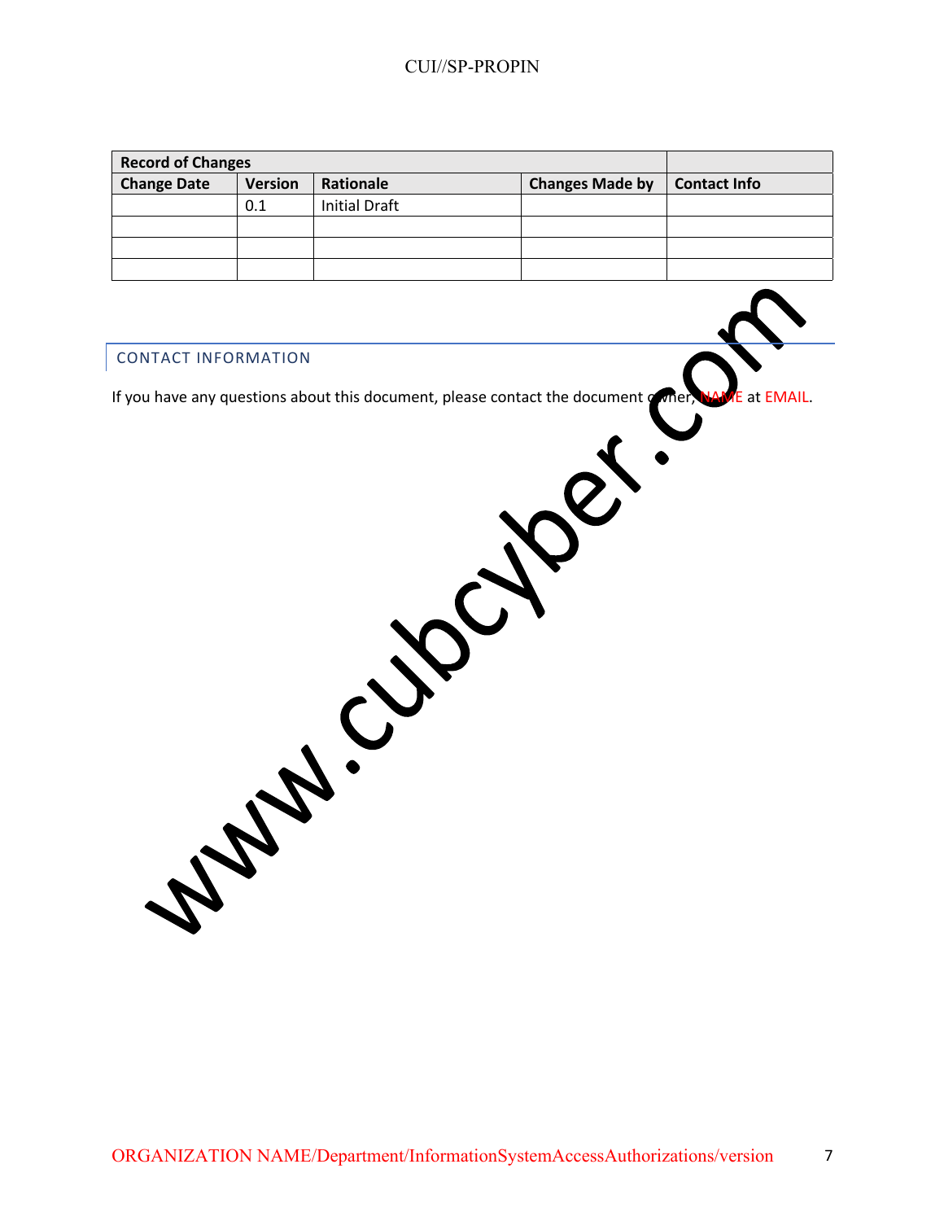| Record of Changes | | | | |
| --- | --- | --- | --- | --- |
| Change Date | Version | Rationale | Changes Made by | Contact Info |
| | 0.1 | Initial Draft | | |
| | | | | |
| | | | | |
| | | | | |

## CONTACT INFORMATION

If you have any questions about this document, please contact the document owner, NAME at EMAIL.